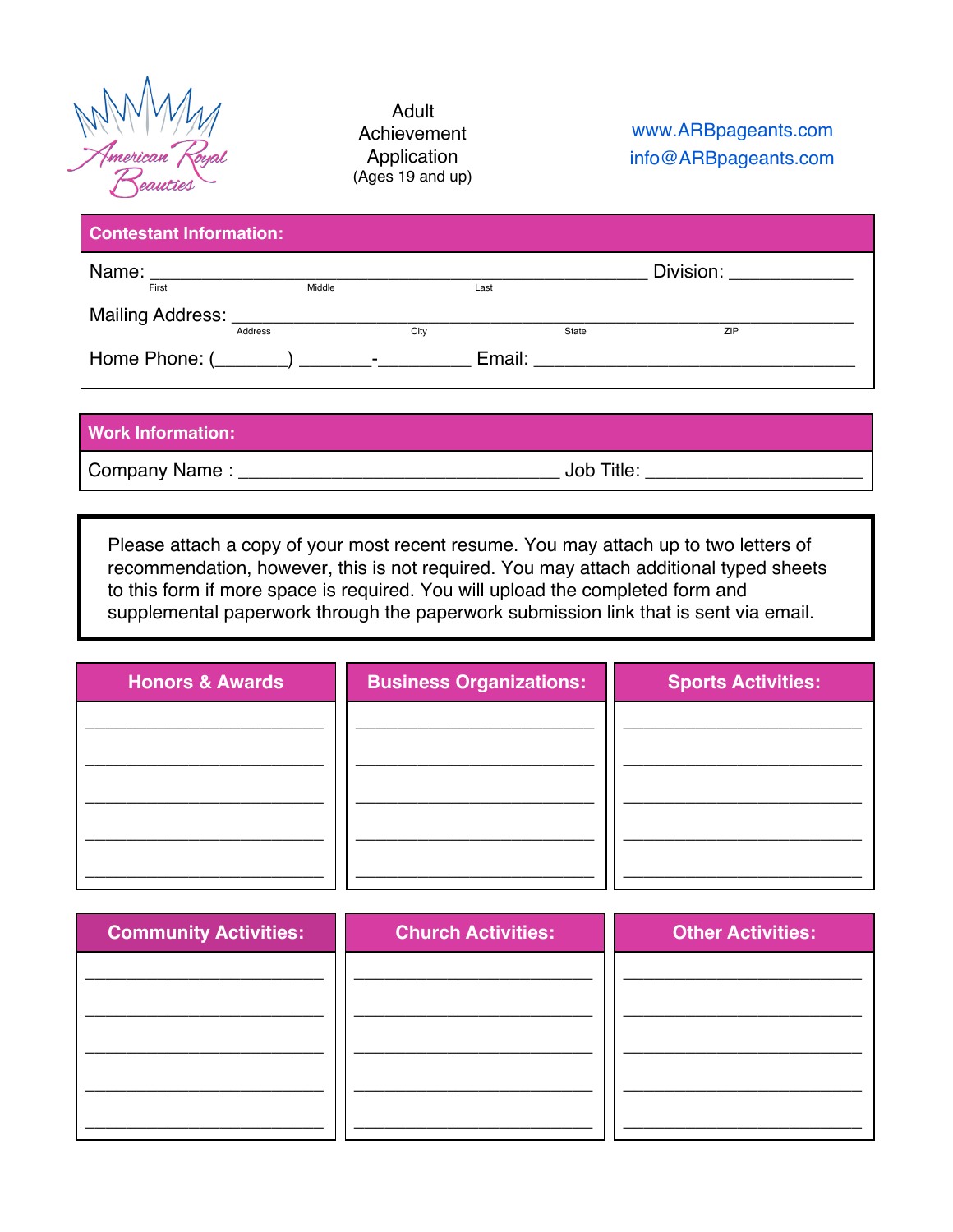American Royal Beauties

# Adult Achievement Application
(Ages 19 and up)

www.ARBpageants.com
info@ARBpageants.com

## Contestant Information:

Name: ______________________________________________ Division: ____________
First / Middle / Last

Mailing Address: ______________________________________________________________
Address / City / State / ZIP

Home Phone: (_______) _______-_________ Email: ________________________________

## Work Information:

Company Name : _______________________________ Job Title: _____________________

Please attach a copy of your most recent resume. You may attach up to two letters of recommendation, however, this is not required. You may attach additional typed sheets to this form if more space is required. You will upload the completed form and supplemental paperwork through the paperwork submission link that is sent via email.

| Honors & Awards | Business Organizations: | Sports Activities: |
|---|---|---|
| ______________________ | ______________________ | ______________________ |
| ______________________ | ______________________ | ______________________ |
| ______________________ | ______________________ | ______________________ |
| ______________________ | ______________________ | ______________________ |
| ______________________ | ______________________ | ______________________ |

| Community Activities: | Church Activities: | Other Activities: |
|---|---|---|
| ______________________ | ______________________ | ______________________ |
| ______________________ | ______________________ | ______________________ |
| ______________________ | ______________________ | ______________________ |
| ______________________ | ______________________ | ______________________ |
| ______________________ | ______________________ | ______________________ |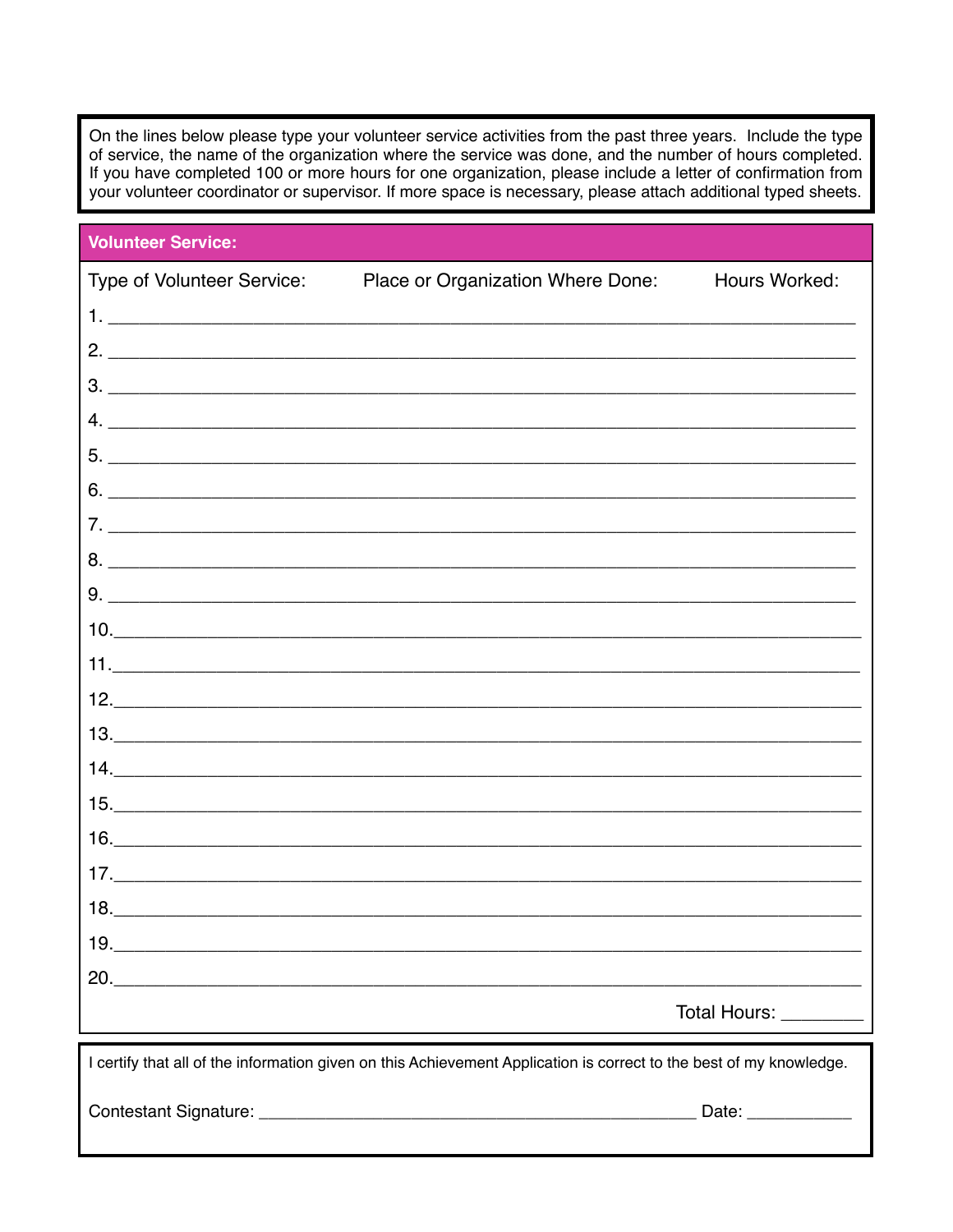On the lines below please type your volunteer service activities from the past three years. Include the type of service, the name of the organization where the service was done, and the number of hours completed. If you have completed 100 or more hours for one organization, please include a letter of confirmation from your volunteer coordinator or supervisor. If more space is necessary, please attach additional typed sheets.

**Volunteer Service:**

Type of Volunteer Service: Place or Organization Where Done: Hours Worked:

1. ____________________________________________
2. ____________________________________________
3. ____________________________________________
4. ____________________________________________
5. ____________________________________________
6. ____________________________________________
7. ____________________________________________
8. ____________________________________________
9. ____________________________________________
10. ____________________________________________
11. ____________________________________________
12. ____________________________________________
13. ____________________________________________
14. ____________________________________________
15. ____________________________________________
16. ____________________________________________
17. ____________________________________________
18. ____________________________________________
19. ____________________________________________
20. ____________________________________________

Total Hours: ________

I certify that all of the information given on this Achievement Application is correct to the best of my knowledge.

Contestant Signature: ____________________________________________ Date: ___________